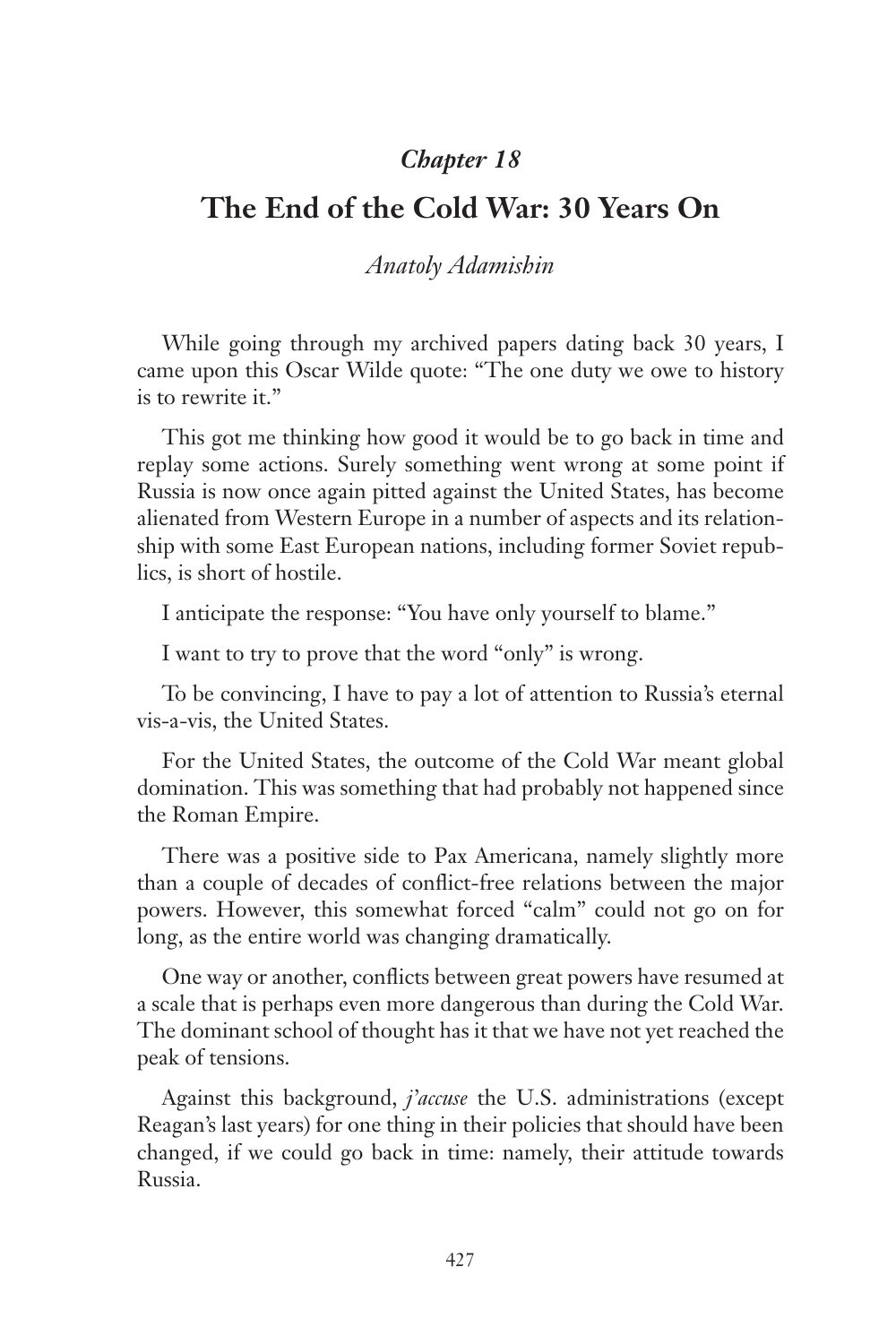## *Chapter 18*

# The End of the Cold War: 30 Years On

*Anatoly Adamishin*

While going through my archived papers dating back 30 years, I came upon this Oscar Wilde quote: "The one duty we owe to history is to rewrite it."

This got me thinking how good it would be to go back in time and replay some actions. Surely something went wrong at some point if Russia is now once again pitted against the United States, has become alienated from Western Europe in a number of aspects and its relationship with some East European nations, including former Soviet republics, is short of hostile.

I anticipate the response: "You have only yourself to blame."

I want to try to prove that the word "only" is wrong.

To be convincing, I have to pay a lot of attention to Russia's eternal vis-a-vis, the United States.

For the United States, the outcome of the Cold War meant global domination. This was something that had probably not happened since the Roman Empire.

There was a positive side to Pax Americana, namely slightly more than a couple of decades of conflict-free relations between the major powers. However, this somewhat forced "calm" could not go on for long, as the entire world was changing dramatically.

One way or another, conflicts between great powers have resumed at a scale that is perhaps even more dangerous than during the Cold War. The dominant school of thought has it that we have not yet reached the peak of tensions.

Against this background, *j'accuse* the U.S. administrations (except Reagan's last years) for one thing in their policies that should have been changed, if we could go back in time: namely, their attitude towards Russia.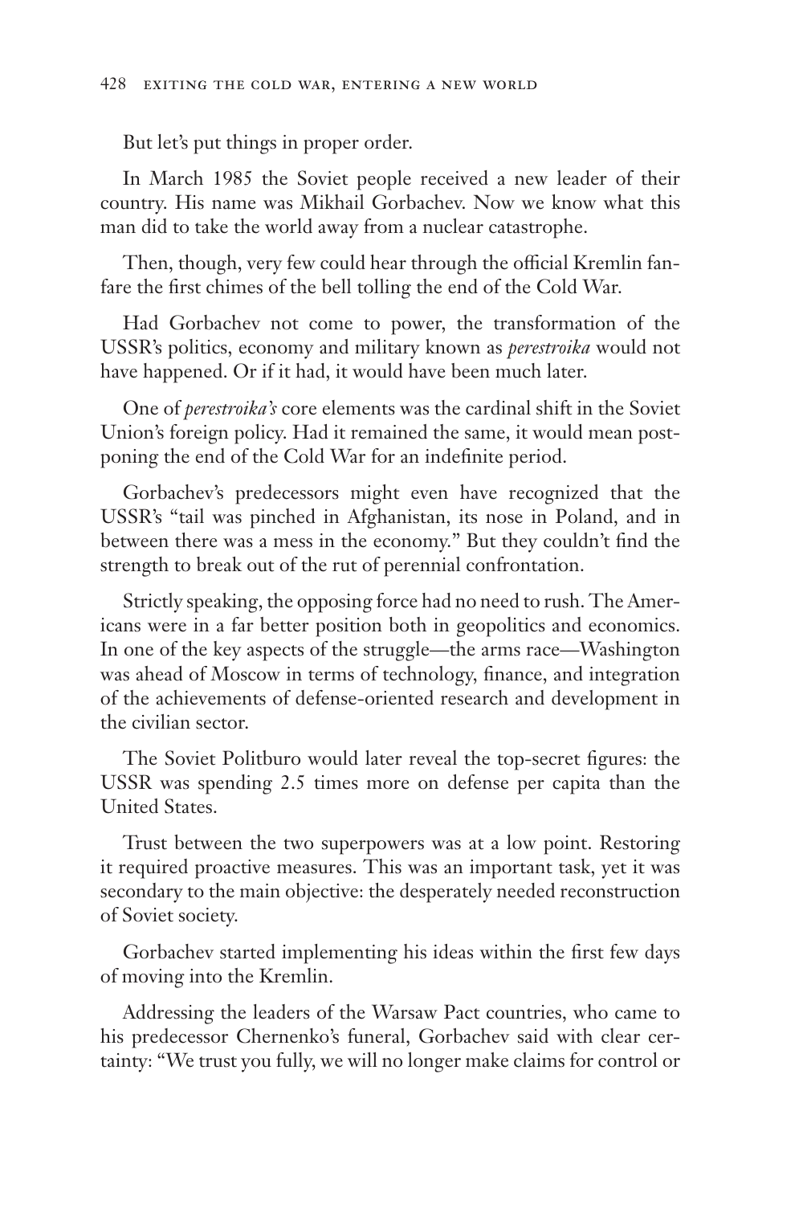But let's put things in proper order.

In March 1985 the Soviet people received a new leader of their country. His name was Mikhail Gorbachev. Now we know what this man did to take the world away from a nuclear catastrophe.

Then, though, very few could hear through the official Kremlin fanfare the first chimes of the bell tolling the end of the Cold War.

Had Gorbachev not come to power, the transformation of the USSR's politics, economy and military known as *perestroika* would not have happened. Or if it had, it would have been much later.

One of *perestroika's* core elements was the cardinal shift in the Soviet Union's foreign policy. Had it remained the same, it would mean postponing the end of the Cold War for an indefinite period.

Gorbachev's predecessors might even have recognized that the USSR's "tail was pinched in Afghanistan, its nose in Poland, and in between there was a mess in the economy." But they couldn't find the strength to break out of the rut of perennial confrontation.

Strictly speaking, the opposing force had no need to rush. The Americans were in a far better position both in geopolitics and economics. In one of the key aspects of the struggle—the arms race—Washington was ahead of Moscow in terms of technology, finance, and integration of the achievements of defense-oriented research and development in the civilian sector.

The Soviet Politburo would later reveal the top-secret figures: the USSR was spending 2.5 times more on defense per capita than the United States.

Trust between the two superpowers was at a low point. Restoring it required proactive measures. This was an important task, yet it was secondary to the main objective: the desperately needed reconstruction of Soviet society.

Gorbachev started implementing his ideas within the first few days of moving into the Kremlin.

Addressing the leaders of the Warsaw Pact countries, who came to his predecessor Chernenko's funeral, Gorbachev said with clear certainty: "We trust you fully, we will no longer make claims for control or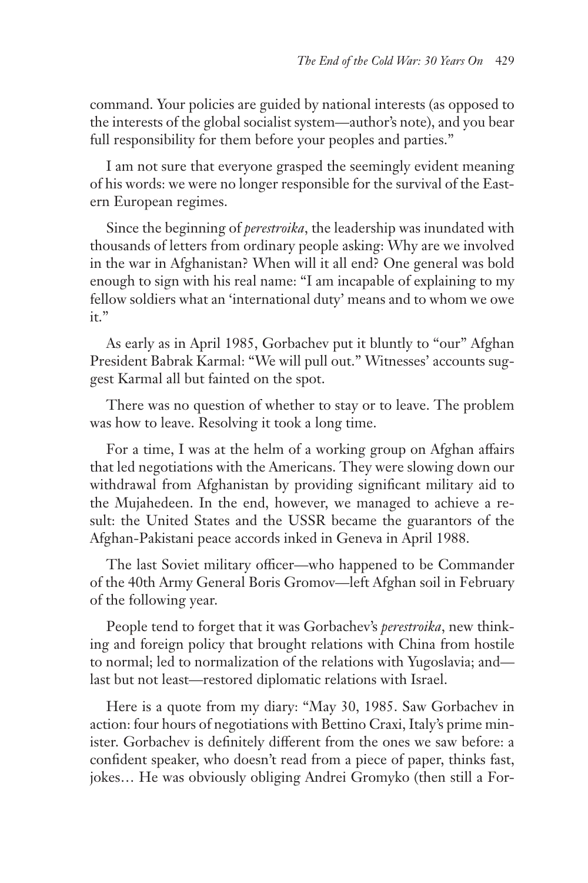command. Your policies are guided by national interests (as opposed to the interests of the global socialist system—author's note), and you bear full responsibility for them before your peoples and parties."

I am not sure that everyone grasped the seemingly evident meaning of his words: we were no longer responsible for the survival of the Eastern European regimes.

Since the beginning of *perestroika*, the leadership was inundated with thousands of letters from ordinary people asking: Why are we involved in the war in Afghanistan? When will it all end? One general was bold enough to sign with his real name: "I am incapable of explaining to my fellow soldiers what an 'international duty' means and to whom we owe it."

As early as in April 1985, Gorbachev put it bluntly to "our" Afghan President Babrak Karmal: "We will pull out." Witnesses' accounts suggest Karmal all but fainted on the spot.

There was no question of whether to stay or to leave. The problem was how to leave. Resolving it took a long time.

For a time, I was at the helm of a working group on Afghan affairs that led negotiations with the Americans. They were slowing down our withdrawal from Afghanistan by providing significant military aid to the Mujahedeen. In the end, however, we managed to achieve a result: the United States and the USSR became the guarantors of the Afghan-Pakistani peace accords inked in Geneva in April 1988.

The last Soviet military officer—who happened to be Commander of the 40th Army General Boris Gromov—left Afghan soil in February of the following year.

People tend to forget that it was Gorbachev's *perestroika*, new thinking and foreign policy that brought relations with China from hostile to normal; led to normalization of the relations with Yugoslavia; and—last but not least—restored diplomatic relations with Israel.

Here is a quote from my diary: "May 30, 1985. Saw Gorbachev in action: four hours of negotiations with Bettino Craxi, Italy's prime minister. Gorbachev is definitely different from the ones we saw before: a confident speaker, who doesn't read from a piece of paper, thinks fast, jokes… He was obviously obliging Andrei Gromyko (then still a For-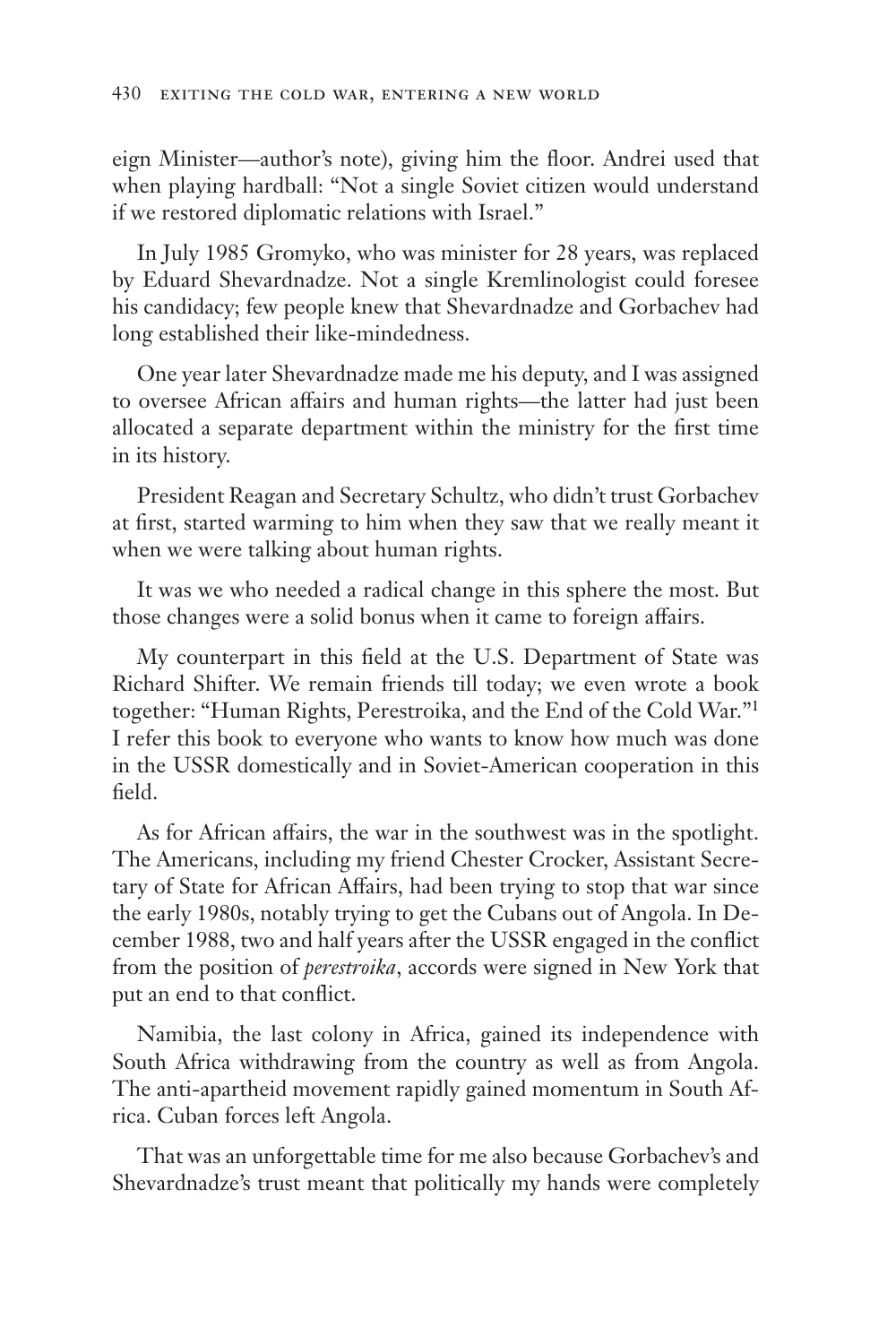eign Minister—author's note), giving him the floor. Andrei used that when playing hardball: "Not a single Soviet citizen would understand if we restored diplomatic relations with Israel."

In July 1985 Gromyko, who was minister for 28 years, was replaced by Eduard Shevardnadze. Not a single Kremlinologist could foresee his candidacy; few people knew that Shevardnadze and Gorbachev had long established their like-mindedness.

One year later Shevardnadze made me his deputy, and I was assigned to oversee African affairs and human rights—the latter had just been allocated a separate department within the ministry for the first time in its history.

President Reagan and Secretary Schultz, who didn't trust Gorbachev at first, started warming to him when they saw that we really meant it when we were talking about human rights.

It was we who needed a radical change in this sphere the most. But those changes were a solid bonus when it came to foreign affairs.

My counterpart in this field at the U.S. Department of State was Richard Shifter. We remain friends till today; we even wrote a book together: "Human Rights, Perestroika, and the End of the Cold War."[1] I refer this book to everyone who wants to know how much was done in the USSR domestically and in Soviet-American cooperation in this field.

As for African affairs, the war in the southwest was in the spotlight. The Americans, including my friend Chester Crocker, Assistant Secretary of State for African Affairs, had been trying to stop that war since the early 1980s, notably trying to get the Cubans out of Angola. In December 1988, two and half years after the USSR engaged in the conflict from the position of *perestroika*, accords were signed in New York that put an end to that conflict.

Namibia, the last colony in Africa, gained its independence with South Africa withdrawing from the country as well as from Angola. The anti-apartheid movement rapidly gained momentum in South Africa. Cuban forces left Angola.

That was an unforgettable time for me also because Gorbachev's and Shevardnadze's trust meant that politically my hands were completely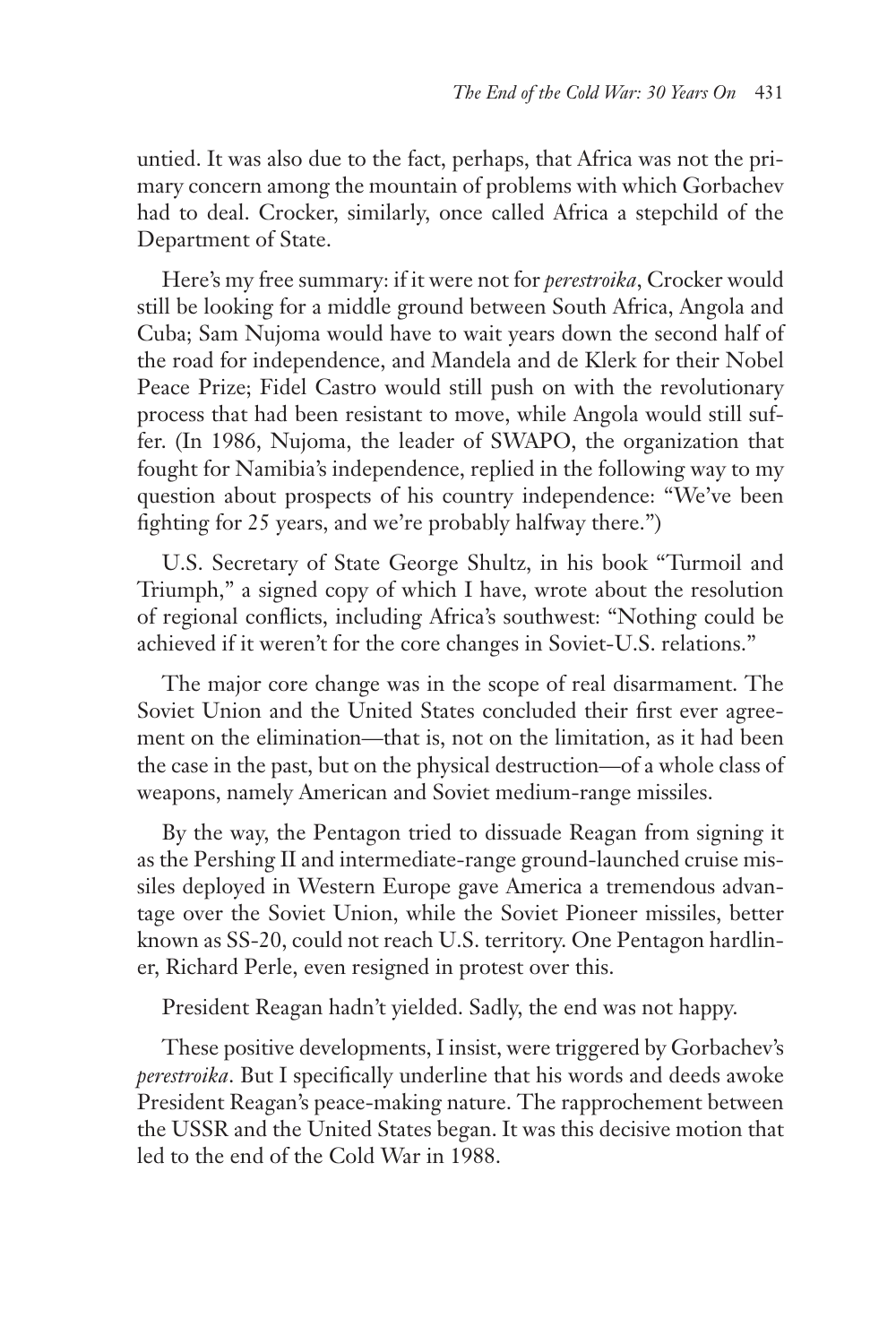untied. It was also due to the fact, perhaps, that Africa was not the primary concern among the mountain of problems with which Gorbachev had to deal. Crocker, similarly, once called Africa a stepchild of the Department of State.

Here's my free summary: if it were not for *perestroika*, Crocker would still be looking for a middle ground between South Africa, Angola and Cuba; Sam Nujoma would have to wait years down the second half of the road for independence, and Mandela and de Klerk for their Nobel Peace Prize; Fidel Castro would still push on with the revolutionary process that had been resistant to move, while Angola would still suffer. (In 1986, Nujoma, the leader of SWAPO, the organization that fought for Namibia's independence, replied in the following way to my question about prospects of his country independence: "We've been fighting for 25 years, and we're probably halfway there.")

U.S. Secretary of State George Shultz, in his book "Turmoil and Triumph," a signed copy of which I have, wrote about the resolution of regional conflicts, including Africa's southwest: "Nothing could be achieved if it weren't for the core changes in Soviet-U.S. relations."

The major core change was in the scope of real disarmament. The Soviet Union and the United States concluded their first ever agreement on the elimination—that is, not on the limitation, as it had been the case in the past, but on the physical destruction—of a whole class of weapons, namely American and Soviet medium-range missiles.

By the way, the Pentagon tried to dissuade Reagan from signing it as the Pershing II and intermediate-range ground-launched cruise missiles deployed in Western Europe gave America a tremendous advantage over the Soviet Union, while the Soviet Pioneer missiles, better known as SS-20, could not reach U.S. territory. One Pentagon hardliner, Richard Perle, even resigned in protest over this.

President Reagan hadn't yielded. Sadly, the end was not happy.

These positive developments, I insist, were triggered by Gorbachev's *perestroika*. But I specifically underline that his words and deeds awoke President Reagan's peace-making nature. The rapprochement between the USSR and the United States began. It was this decisive motion that led to the end of the Cold War in 1988.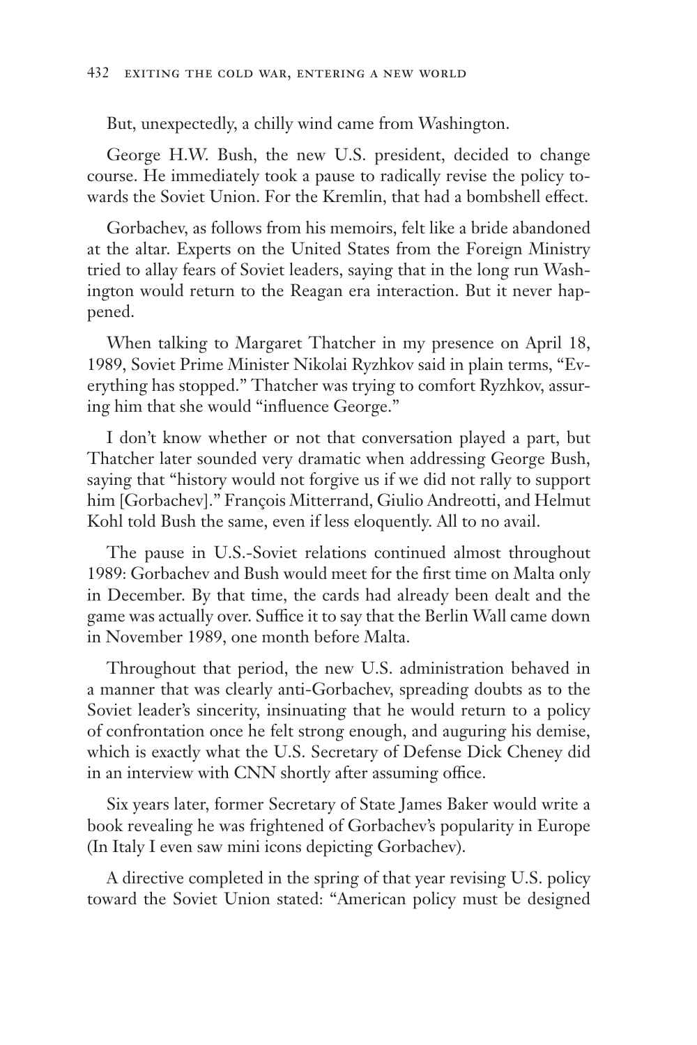But, unexpectedly, a chilly wind came from Washington.

George H.W. Bush, the new U.S. president, decided to change course. He immediately took a pause to radically revise the policy towards the Soviet Union. For the Kremlin, that had a bombshell effect.

Gorbachev, as follows from his memoirs, felt like a bride abandoned at the altar. Experts on the United States from the Foreign Ministry tried to allay fears of Soviet leaders, saying that in the long run Washington would return to the Reagan era interaction. But it never happened.

When talking to Margaret Thatcher in my presence on April 18, 1989, Soviet Prime Minister Nikolai Ryzhkov said in plain terms, "Everything has stopped." Thatcher was trying to comfort Ryzhkov, assuring him that she would "influence George."

I don't know whether or not that conversation played a part, but Thatcher later sounded very dramatic when addressing George Bush, saying that "history would not forgive us if we did not rally to support him [Gorbachev]." François Mitterrand, Giulio Andreotti, and Helmut Kohl told Bush the same, even if less eloquently. All to no avail.

The pause in U.S.-Soviet relations continued almost throughout 1989: Gorbachev and Bush would meet for the first time on Malta only in December. By that time, the cards had already been dealt and the game was actually over. Suffice it to say that the Berlin Wall came down in November 1989, one month before Malta.

Throughout that period, the new U.S. administration behaved in a manner that was clearly anti-Gorbachev, spreading doubts as to the Soviet leader's sincerity, insinuating that he would return to a policy of confrontation once he felt strong enough, and auguring his demise, which is exactly what the U.S. Secretary of Defense Dick Cheney did in an interview with CNN shortly after assuming office.

Six years later, former Secretary of State James Baker would write a book revealing he was frightened of Gorbachev's popularity in Europe (In Italy I even saw mini icons depicting Gorbachev).

A directive completed in the spring of that year revising U.S. policy toward the Soviet Union stated: "American policy must be designed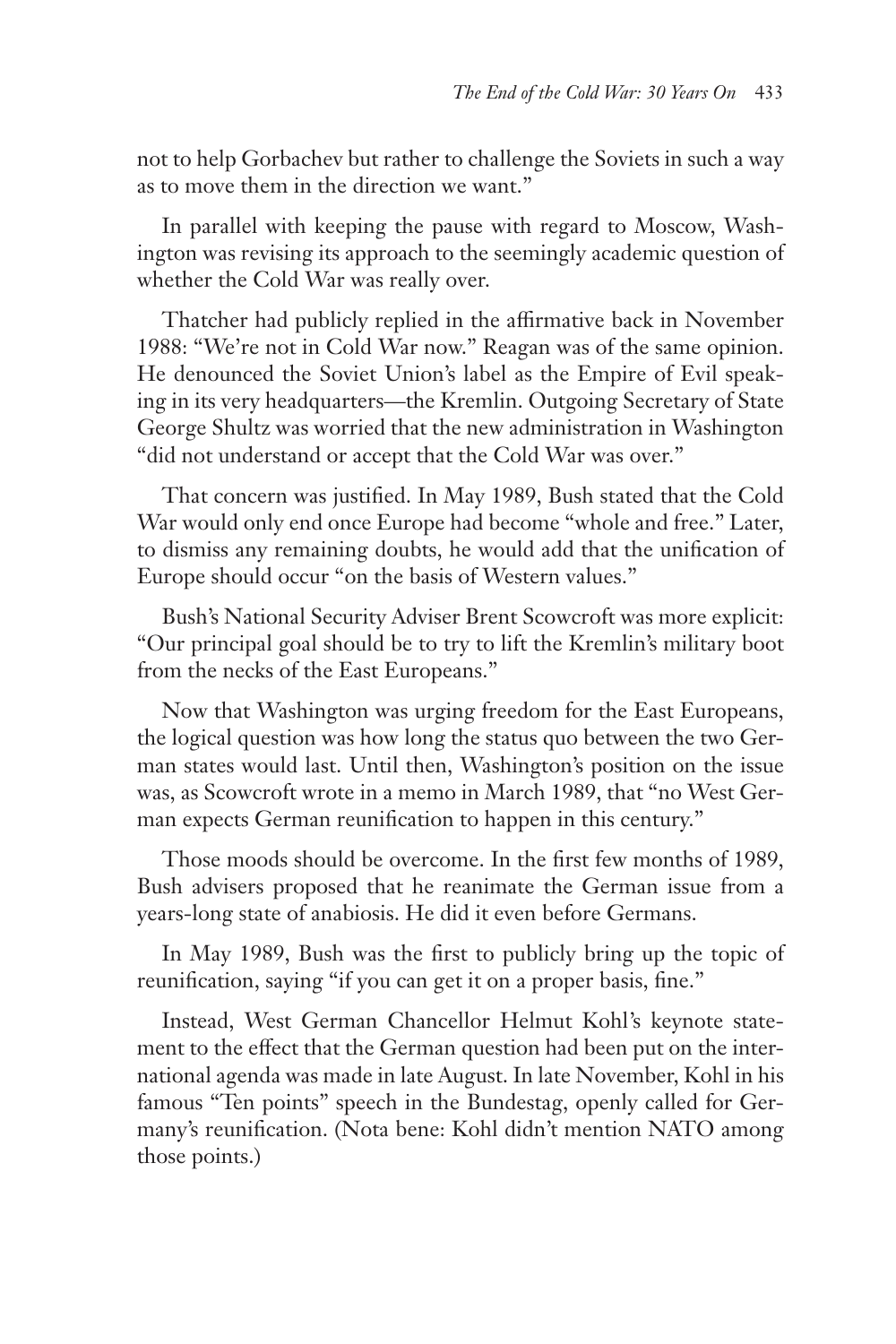not to help Gorbachev but rather to challenge the Soviets in such a way as to move them in the direction we want."

In parallel with keeping the pause with regard to Moscow, Washington was revising its approach to the seemingly academic question of whether the Cold War was really over.

Thatcher had publicly replied in the affirmative back in November 1988: "We're not in Cold War now." Reagan was of the same opinion. He denounced the Soviet Union's label as the Empire of Evil speaking in its very headquarters—the Kremlin. Outgoing Secretary of State George Shultz was worried that the new administration in Washington "did not understand or accept that the Cold War was over."

That concern was justified. In May 1989, Bush stated that the Cold War would only end once Europe had become "whole and free." Later, to dismiss any remaining doubts, he would add that the unification of Europe should occur "on the basis of Western values."

Bush's National Security Adviser Brent Scowcroft was more explicit: "Our principal goal should be to try to lift the Kremlin's military boot from the necks of the East Europeans."

Now that Washington was urging freedom for the East Europeans, the logical question was how long the status quo between the two German states would last. Until then, Washington's position on the issue was, as Scowcroft wrote in a memo in March 1989, that "no West German expects German reunification to happen in this century."

Those moods should be overcome. In the first few months of 1989, Bush advisers proposed that he reanimate the German issue from a years-long state of anabiosis. He did it even before Germans.

In May 1989, Bush was the first to publicly bring up the topic of reunification, saying "if you can get it on a proper basis, fine."

Instead, West German Chancellor Helmut Kohl's keynote statement to the effect that the German question had been put on the international agenda was made in late August. In late November, Kohl in his famous "Ten points" speech in the Bundestag, openly called for Germany's reunification. (Nota bene: Kohl didn't mention NATO among those points.)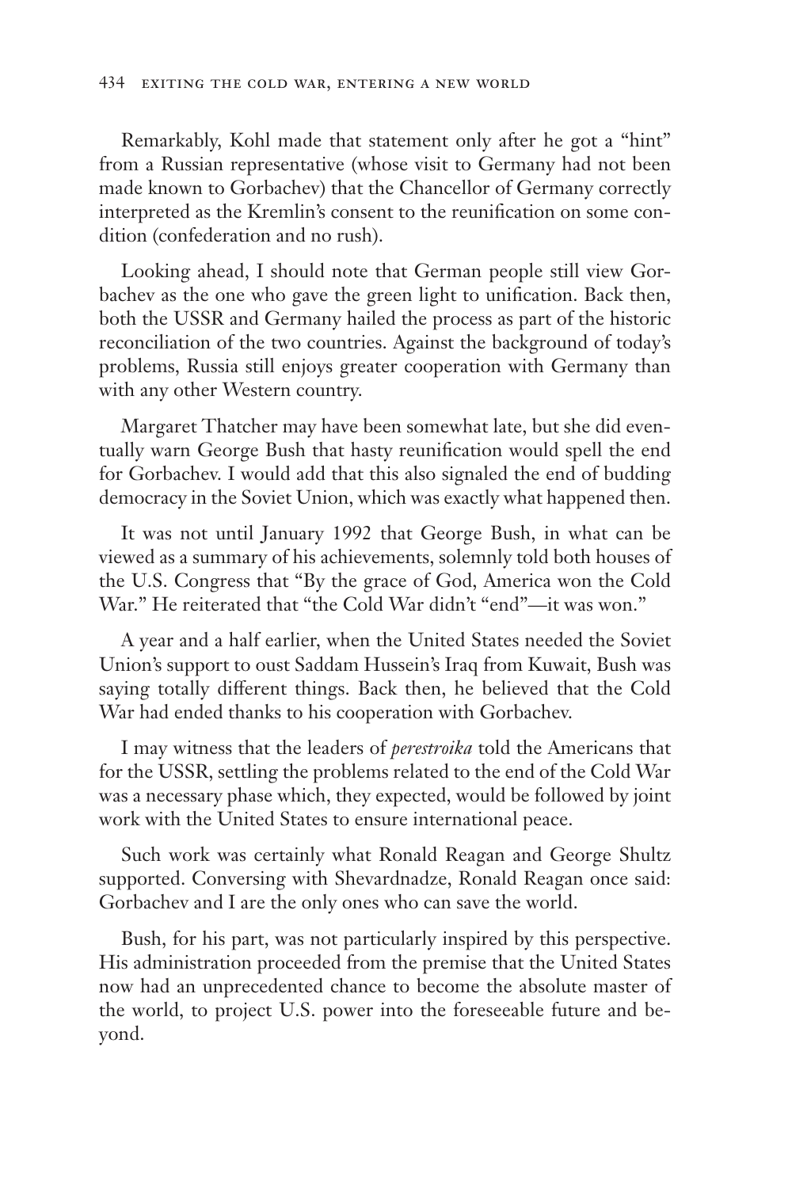Remarkably, Kohl made that statement only after he got a "hint" from a Russian representative (whose visit to Germany had not been made known to Gorbachev) that the Chancellor of Germany correctly interpreted as the Kremlin's consent to the reunification on some condition (confederation and no rush).

Looking ahead, I should note that German people still view Gorbachev as the one who gave the green light to unification. Back then, both the USSR and Germany hailed the process as part of the historic reconciliation of the two countries. Against the background of today's problems, Russia still enjoys greater cooperation with Germany than with any other Western country.

Margaret Thatcher may have been somewhat late, but she did eventually warn George Bush that hasty reunification would spell the end for Gorbachev. I would add that this also signaled the end of budding democracy in the Soviet Union, which was exactly what happened then.

It was not until January 1992 that George Bush, in what can be viewed as a summary of his achievements, solemnly told both houses of the U.S. Congress that "By the grace of God, America won the Cold War." He reiterated that "the Cold War didn't "end"—it was won."

A year and a half earlier, when the United States needed the Soviet Union's support to oust Saddam Hussein's Iraq from Kuwait, Bush was saying totally different things. Back then, he believed that the Cold War had ended thanks to his cooperation with Gorbachev.

I may witness that the leaders of *perestroika* told the Americans that for the USSR, settling the problems related to the end of the Cold War was a necessary phase which, they expected, would be followed by joint work with the United States to ensure international peace.

Such work was certainly what Ronald Reagan and George Shultz supported. Conversing with Shevardnadze, Ronald Reagan once said: Gorbachev and I are the only ones who can save the world.

Bush, for his part, was not particularly inspired by this perspective. His administration proceeded from the premise that the United States now had an unprecedented chance to become the absolute master of the world, to project U.S. power into the foreseeable future and beyond.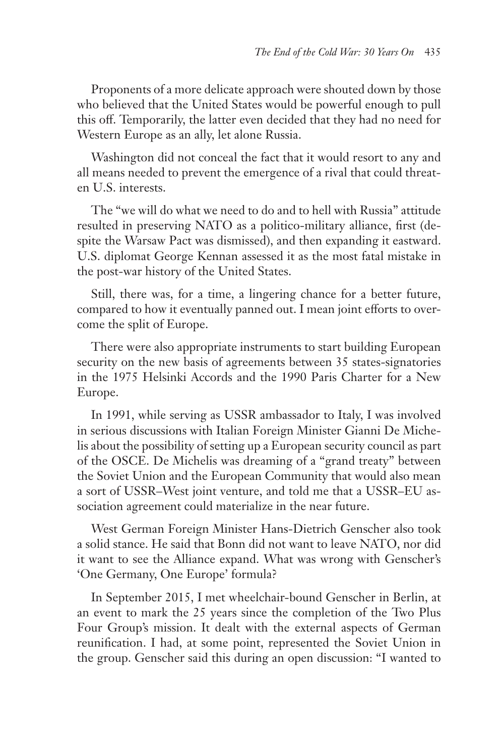Proponents of a more delicate approach were shouted down by those who believed that the United States would be powerful enough to pull this off. Temporarily, the latter even decided that they had no need for Western Europe as an ally, let alone Russia.

Washington did not conceal the fact that it would resort to any and all means needed to prevent the emergence of a rival that could threaten U.S. interests.

The "we will do what we need to do and to hell with Russia" attitude resulted in preserving NATO as a politico-military alliance, first (despite the Warsaw Pact was dismissed), and then expanding it eastward. U.S. diplomat George Kennan assessed it as the most fatal mistake in the post-war history of the United States.

Still, there was, for a time, a lingering chance for a better future, compared to how it eventually panned out. I mean joint efforts to overcome the split of Europe.

There were also appropriate instruments to start building European security on the new basis of agreements between 35 states-signatories in the 1975 Helsinki Accords and the 1990 Paris Charter for a New Europe.

In 1991, while serving as USSR ambassador to Italy, I was involved in serious discussions with Italian Foreign Minister Gianni De Michelis about the possibility of setting up a European security council as part of the OSCE. De Michelis was dreaming of a "grand treaty" between the Soviet Union and the European Community that would also mean a sort of USSR–West joint venture, and told me that a USSR–EU association agreement could materialize in the near future.

West German Foreign Minister Hans-Dietrich Genscher also took a solid stance. He said that Bonn did not want to leave NATO, nor did it want to see the Alliance expand. What was wrong with Genscher's 'One Germany, One Europe' formula?

In September 2015, I met wheelchair-bound Genscher in Berlin, at an event to mark the 25 years since the completion of the Two Plus Four Group's mission. It dealt with the external aspects of German reunification. I had, at some point, represented the Soviet Union in the group. Genscher said this during an open discussion: "I wanted to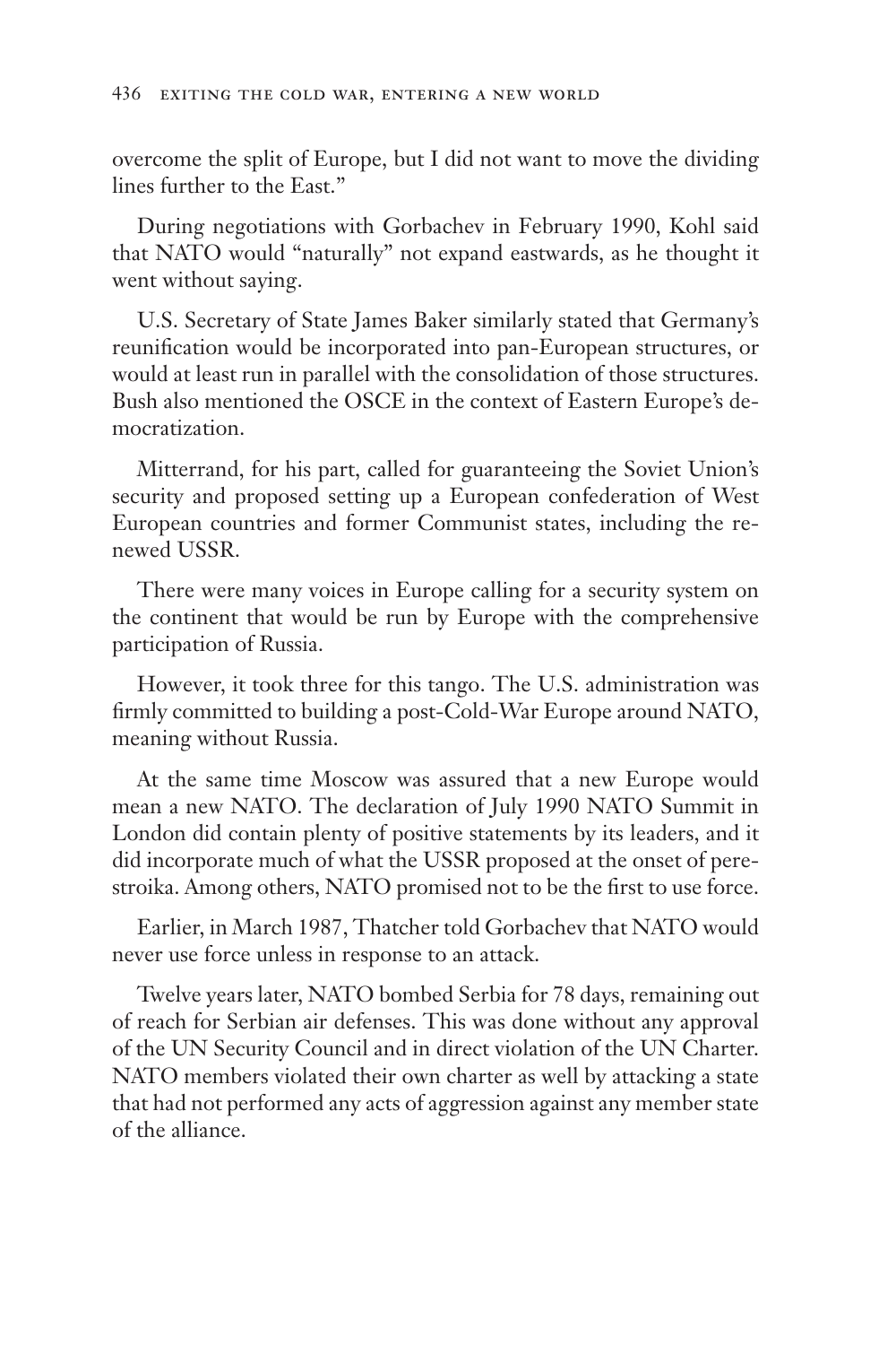overcome the split of Europe, but I did not want to move the dividing lines further to the East."

During negotiations with Gorbachev in February 1990, Kohl said that NATO would "naturally" not expand eastwards, as he thought it went without saying.

U.S. Secretary of State James Baker similarly stated that Germany's reunification would be incorporated into pan-European structures, or would at least run in parallel with the consolidation of those structures. Bush also mentioned the OSCE in the context of Eastern Europe's democratization.

Mitterrand, for his part, called for guaranteeing the Soviet Union's security and proposed setting up a European confederation of West European countries and former Communist states, including the renewed USSR.

There were many voices in Europe calling for a security system on the continent that would be run by Europe with the comprehensive participation of Russia.

However, it took three for this tango. The U.S. administration was firmly committed to building a post-Cold-War Europe around NATO, meaning without Russia.

At the same time Moscow was assured that a new Europe would mean a new NATO. The declaration of July 1990 NATO Summit in London did contain plenty of positive statements by its leaders, and it did incorporate much of what the USSR proposed at the onset of perestroika. Among others, NATO promised not to be the first to use force.

Earlier, in March 1987, Thatcher told Gorbachev that NATO would never use force unless in response to an attack.

Twelve years later, NATO bombed Serbia for 78 days, remaining out of reach for Serbian air defenses. This was done without any approval of the UN Security Council and in direct violation of the UN Charter. NATO members violated their own charter as well by attacking a state that had not performed any acts of aggression against any member state of the alliance.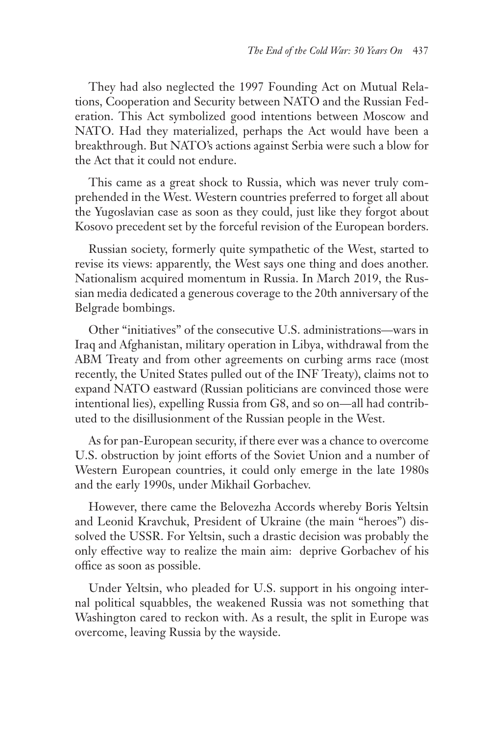They had also neglected the 1997 Founding Act on Mutual Relations, Cooperation and Security between NATO and the Russian Federation. This Act symbolized good intentions between Moscow and NATO. Had they materialized, perhaps the Act would have been a breakthrough. But NATO's actions against Serbia were such a blow for the Act that it could not endure.

This came as a great shock to Russia, which was never truly comprehended in the West. Western countries preferred to forget all about the Yugoslavian case as soon as they could, just like they forgot about Kosovo precedent set by the forceful revision of the European borders.

Russian society, formerly quite sympathetic of the West, started to revise its views: apparently, the West says one thing and does another. Nationalism acquired momentum in Russia. In March 2019, the Russian media dedicated a generous coverage to the 20th anniversary of the Belgrade bombings.

Other "initiatives" of the consecutive U.S. administrations—wars in Iraq and Afghanistan, military operation in Libya, withdrawal from the ABM Treaty and from other agreements on curbing arms race (most recently, the United States pulled out of the INF Treaty), claims not to expand NATO eastward (Russian politicians are convinced those were intentional lies), expelling Russia from G8, and so on—all had contributed to the disillusionment of the Russian people in the West.

As for pan-European security, if there ever was a chance to overcome U.S. obstruction by joint efforts of the Soviet Union and a number of Western European countries, it could only emerge in the late 1980s and the early 1990s, under Mikhail Gorbachev.

However, there came the Belovezha Accords whereby Boris Yeltsin and Leonid Kravchuk, President of Ukraine (the main "heroes") dissolved the USSR. For Yeltsin, such a drastic decision was probably the only effective way to realize the main aim: deprive Gorbachev of his office as soon as possible.

Under Yeltsin, who pleaded for U.S. support in his ongoing internal political squabbles, the weakened Russia was not something that Washington cared to reckon with. As a result, the split in Europe was overcome, leaving Russia by the wayside.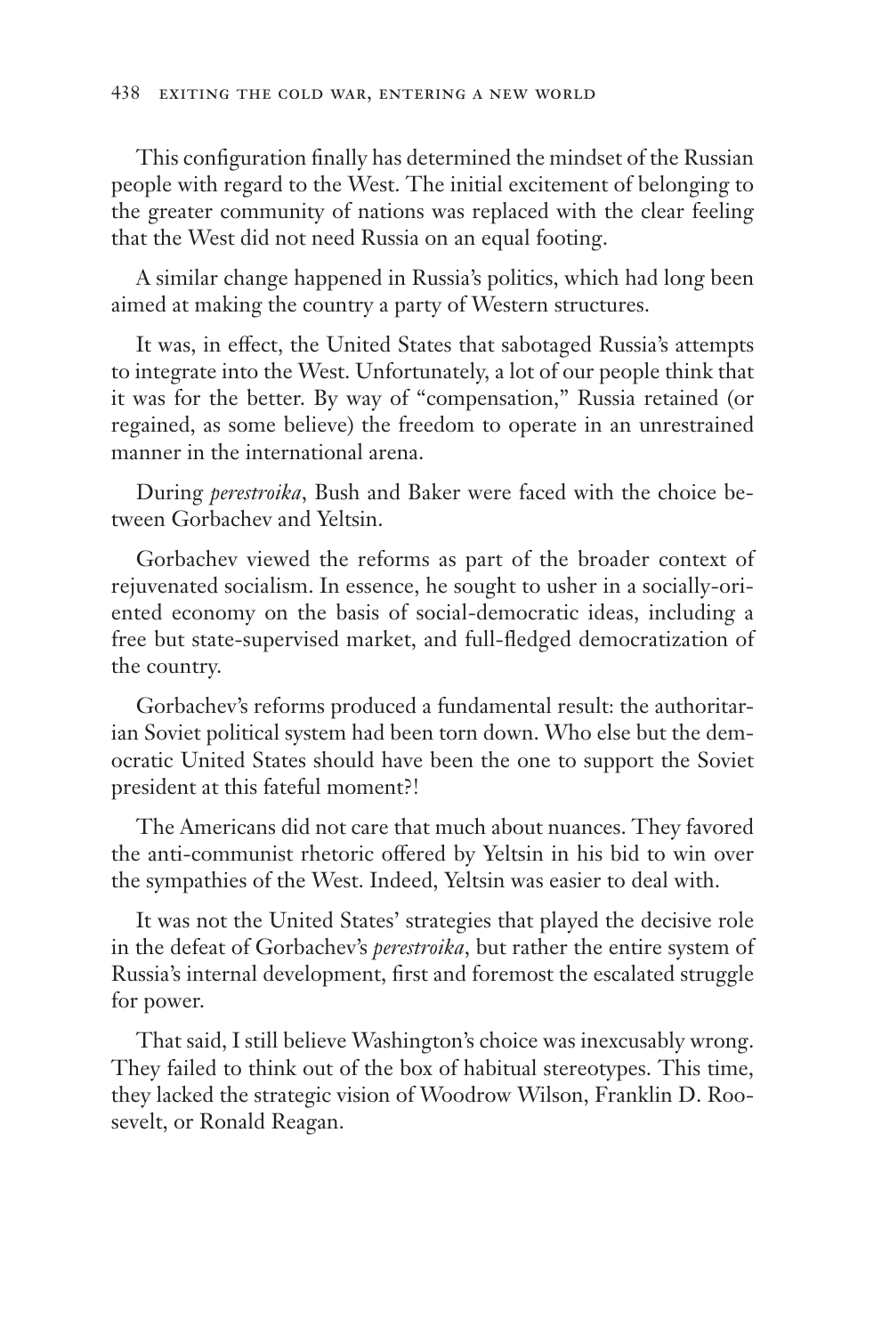This configuration finally has determined the mindset of the Russian people with regard to the West. The initial excitement of belonging to the greater community of nations was replaced with the clear feeling that the West did not need Russia on an equal footing.

A similar change happened in Russia's politics, which had long been aimed at making the country a party of Western structures.

It was, in effect, the United States that sabotaged Russia's attempts to integrate into the West. Unfortunately, a lot of our people think that it was for the better. By way of "compensation," Russia retained (or regained, as some believe) the freedom to operate in an unrestrained manner in the international arena.

During *perestroika*, Bush and Baker were faced with the choice between Gorbachev and Yeltsin.

Gorbachev viewed the reforms as part of the broader context of rejuvenated socialism. In essence, he sought to usher in a socially-oriented economy on the basis of social-democratic ideas, including a free but state-supervised market, and full-fledged democratization of the country.

Gorbachev's reforms produced a fundamental result: the authoritarian Soviet political system had been torn down. Who else but the democratic United States should have been the one to support the Soviet president at this fateful moment?!

The Americans did not care that much about nuances. They favored the anti-communist rhetoric offered by Yeltsin in his bid to win over the sympathies of the West. Indeed, Yeltsin was easier to deal with.

It was not the United States' strategies that played the decisive role in the defeat of Gorbachev's *perestroika*, but rather the entire system of Russia's internal development, first and foremost the escalated struggle for power.

That said, I still believe Washington's choice was inexcusably wrong. They failed to think out of the box of habitual stereotypes. This time, they lacked the strategic vision of Woodrow Wilson, Franklin D. Roosevelt, or Ronald Reagan.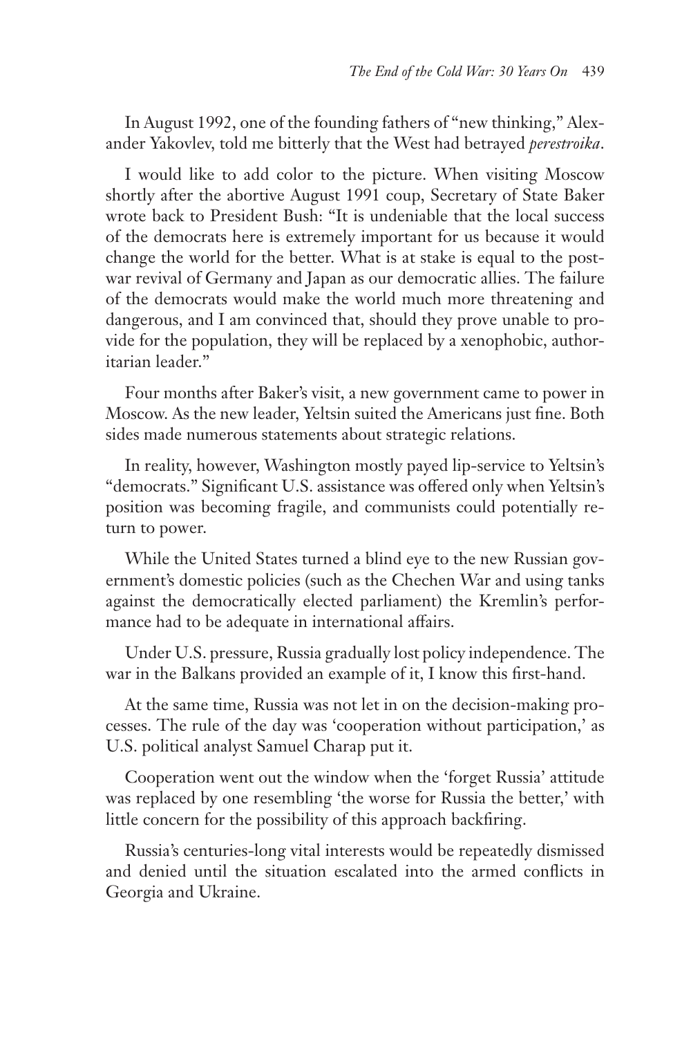In August 1992, one of the founding fathers of "new thinking," Alexander Yakovlev, told me bitterly that the West had betrayed *perestroika*.

I would like to add color to the picture. When visiting Moscow shortly after the abortive August 1991 coup, Secretary of State Baker wrote back to President Bush: "It is undeniable that the local success of the democrats here is extremely important for us because it would change the world for the better. What is at stake is equal to the postwar revival of Germany and Japan as our democratic allies. The failure of the democrats would make the world much more threatening and dangerous, and I am convinced that, should they prove unable to provide for the population, they will be replaced by a xenophobic, authoritarian leader."

Four months after Baker's visit, a new government came to power in Moscow. As the new leader, Yeltsin suited the Americans just fine. Both sides made numerous statements about strategic relations.

In reality, however, Washington mostly payed lip-service to Yeltsin's "democrats." Significant U.S. assistance was offered only when Yeltsin's position was becoming fragile, and communists could potentially return to power.

While the United States turned a blind eye to the new Russian government's domestic policies (such as the Chechen War and using tanks against the democratically elected parliament) the Kremlin's performance had to be adequate in international affairs.

Under U.S. pressure, Russia gradually lost policy independence. The war in the Balkans provided an example of it, I know this first-hand.

At the same time, Russia was not let in on the decision-making processes. The rule of the day was 'cooperation without participation,' as U.S. political analyst Samuel Charap put it.

Cooperation went out the window when the 'forget Russia' attitude was replaced by one resembling 'the worse for Russia the better,' with little concern for the possibility of this approach backfiring.

Russia's centuries-long vital interests would be repeatedly dismissed and denied until the situation escalated into the armed conflicts in Georgia and Ukraine.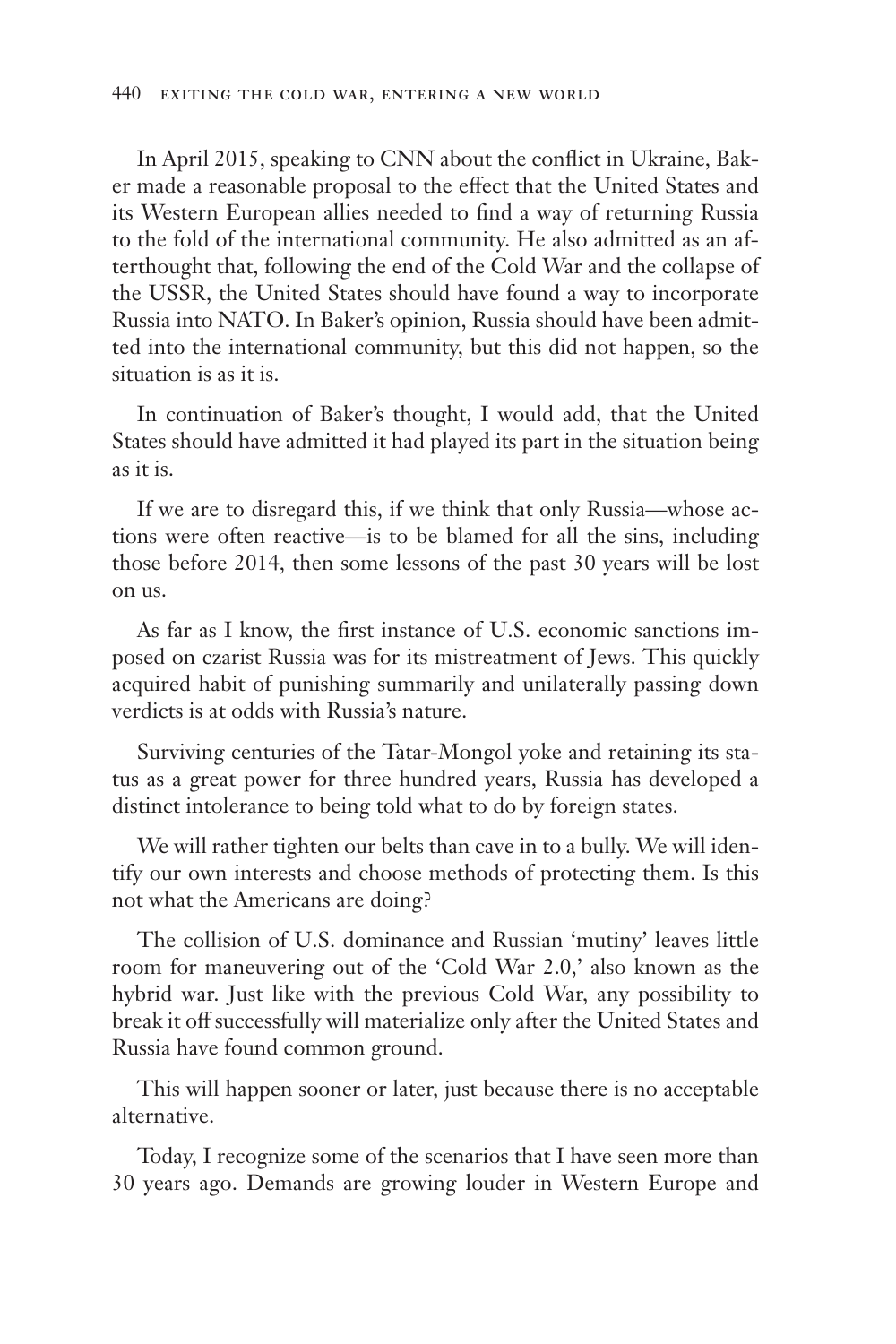In April 2015, speaking to CNN about the conflict in Ukraine, Baker made a reasonable proposal to the effect that the United States and its Western European allies needed to find a way of returning Russia to the fold of the international community. He also admitted as an afterthought that, following the end of the Cold War and the collapse of the USSR, the United States should have found a way to incorporate Russia into NATO. In Baker's opinion, Russia should have been admitted into the international community, but this did not happen, so the situation is as it is.

In continuation of Baker's thought, I would add, that the United States should have admitted it had played its part in the situation being as it is.

If we are to disregard this, if we think that only Russia—whose actions were often reactive—is to be blamed for all the sins, including those before 2014, then some lessons of the past 30 years will be lost on us.

As far as I know, the first instance of U.S. economic sanctions imposed on czarist Russia was for its mistreatment of Jews. This quickly acquired habit of punishing summarily and unilaterally passing down verdicts is at odds with Russia's nature.

Surviving centuries of the Tatar-Mongol yoke and retaining its status as a great power for three hundred years, Russia has developed a distinct intolerance to being told what to do by foreign states.

We will rather tighten our belts than cave in to a bully. We will identify our own interests and choose methods of protecting them. Is this not what the Americans are doing?

The collision of U.S. dominance and Russian 'mutiny' leaves little room for maneuvering out of the 'Cold War 2.0,' also known as the hybrid war. Just like with the previous Cold War, any possibility to break it off successfully will materialize only after the United States and Russia have found common ground.

This will happen sooner or later, just because there is no acceptable alternative.

Today, I recognize some of the scenarios that I have seen more than 30 years ago. Demands are growing louder in Western Europe and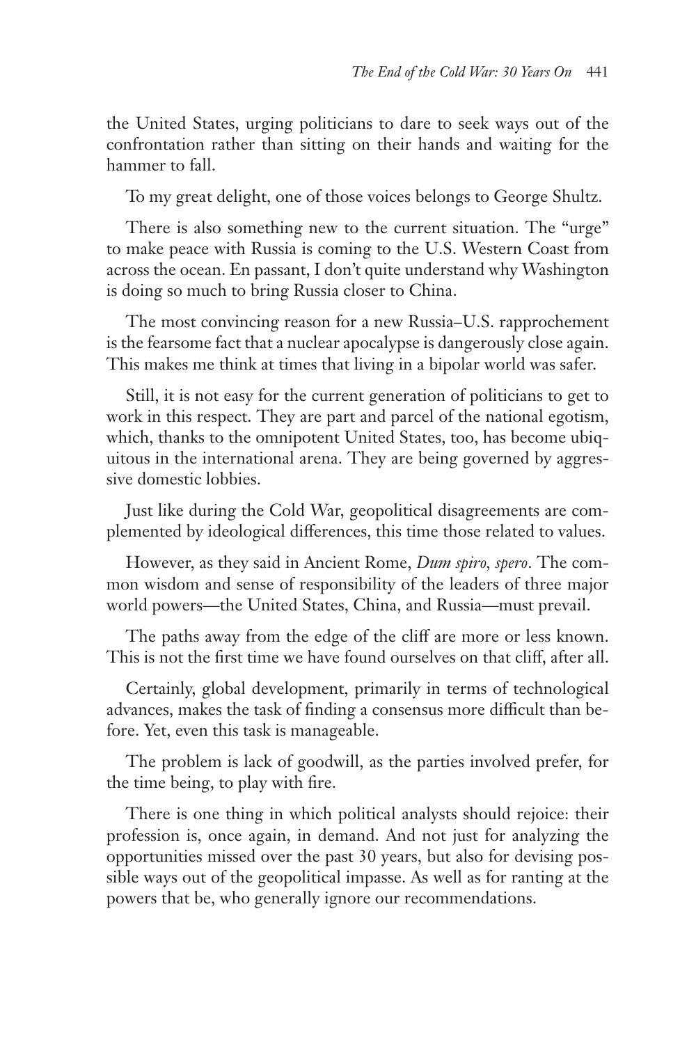the United States, urging politicians to dare to seek ways out of the confrontation rather than sitting on their hands and waiting for the hammer to fall.

To my great delight, one of those voices belongs to George Shultz.

There is also something new to the current situation. The "urge" to make peace with Russia is coming to the U.S. Western Coast from across the ocean. En passant, I don't quite understand why Washington is doing so much to bring Russia closer to China.

The most convincing reason for a new Russia–U.S. rapprochement is the fearsome fact that a nuclear apocalypse is dangerously close again. This makes me think at times that living in a bipolar world was safer.

Still, it is not easy for the current generation of politicians to get to work in this respect. They are part and parcel of the national egotism, which, thanks to the omnipotent United States, too, has become ubiquitous in the international arena. They are being governed by aggressive domestic lobbies.

Just like during the Cold War, geopolitical disagreements are complemented by ideological differences, this time those related to values.

However, as they said in Ancient Rome, *Dum spiro, spero*. The common wisdom and sense of responsibility of the leaders of three major world powers—the United States, China, and Russia—must prevail.

The paths away from the edge of the cliff are more or less known. This is not the first time we have found ourselves on that cliff, after all.

Certainly, global development, primarily in terms of technological advances, makes the task of finding a consensus more difficult than before. Yet, even this task is manageable.

The problem is lack of goodwill, as the parties involved prefer, for the time being, to play with fire.

There is one thing in which political analysts should rejoice: their profession is, once again, in demand. And not just for analyzing the opportunities missed over the past 30 years, but also for devising possible ways out of the geopolitical impasse. As well as for ranting at the powers that be, who generally ignore our recommendations.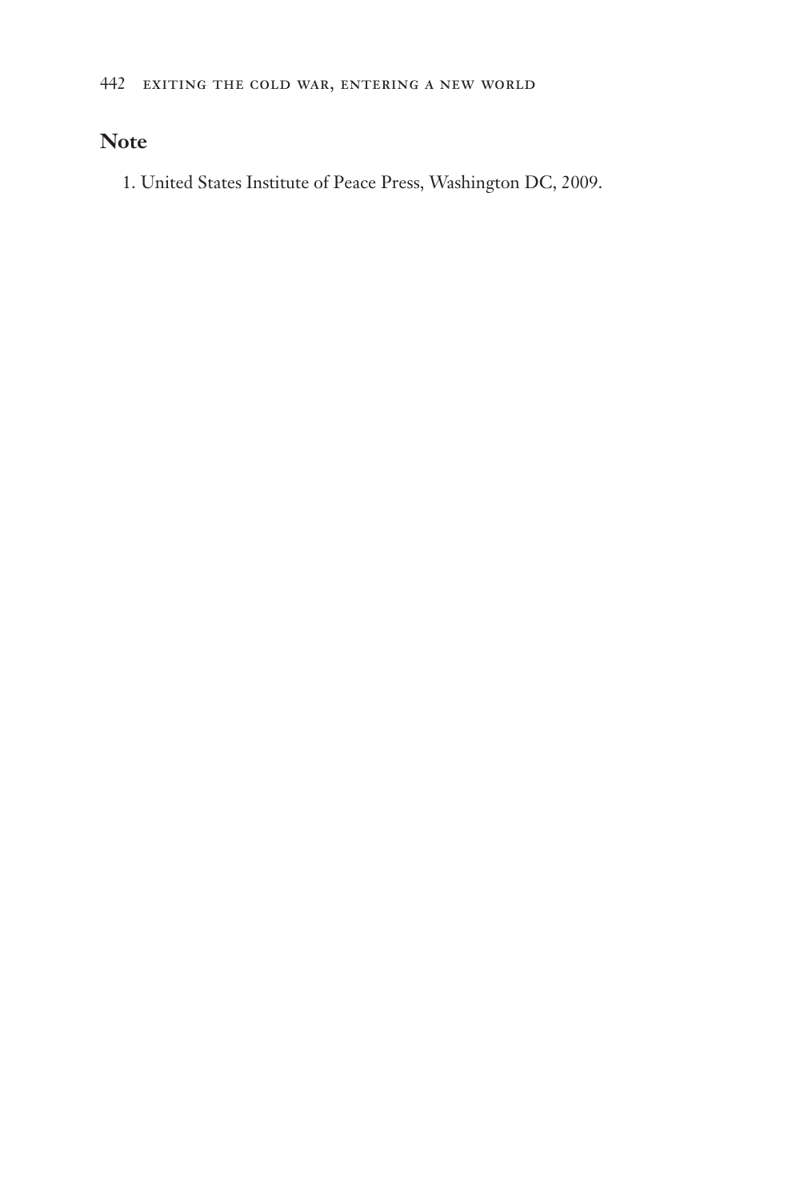## Note

1. United States Institute of Peace Press, Washington DC, 2009.